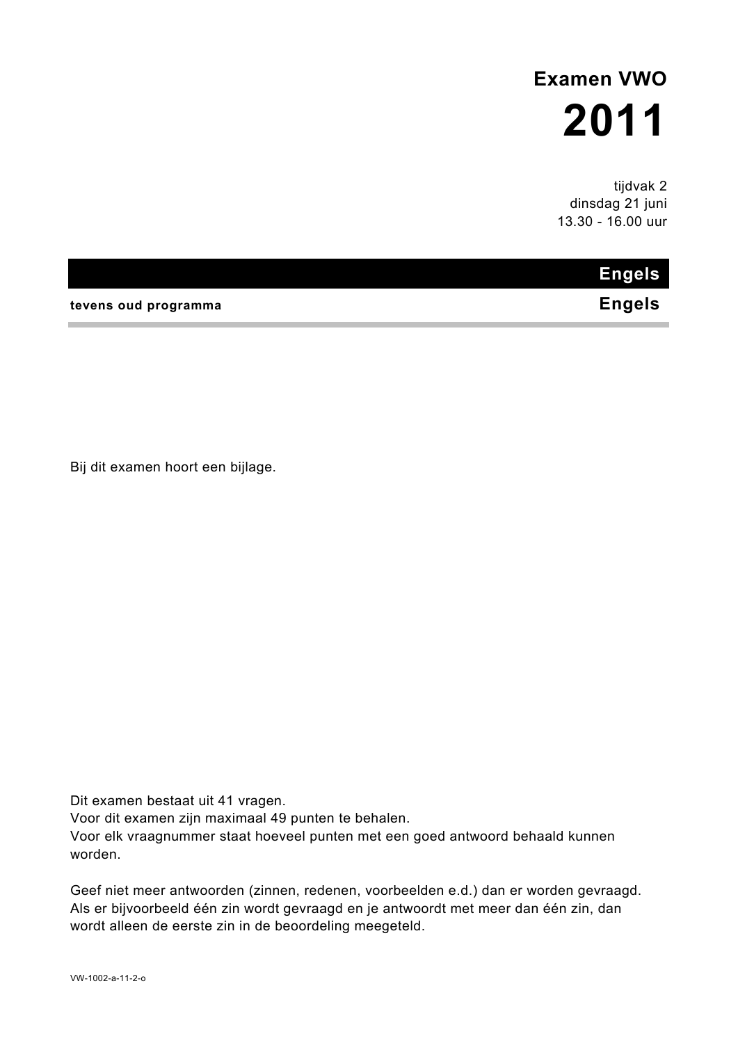# Examen VWO

# 2011

tijdvak 2
dinsdag 21 juni
13.30 - 16.00 uur

## Engels

**tevens oud programma** **Engels**

Bij dit examen hoort een bijlage.

Dit examen bestaat uit 41 vragen.
Voor dit examen zijn maximaal 49 punten te behalen.
Voor elk vraagnummer staat hoeveel punten met een goed antwoord behaald kunnen worden.

Geef niet meer antwoorden (zinnen, redenen, voorbeelden e.d.) dan er worden gevraagd.
Als er bijvoorbeeld één zin wordt gevraagd en je antwoordt met meer dan één zin, dan wordt alleen de eerste zin in de beoordeling meegeteld.

VW-1002-a-11-2-o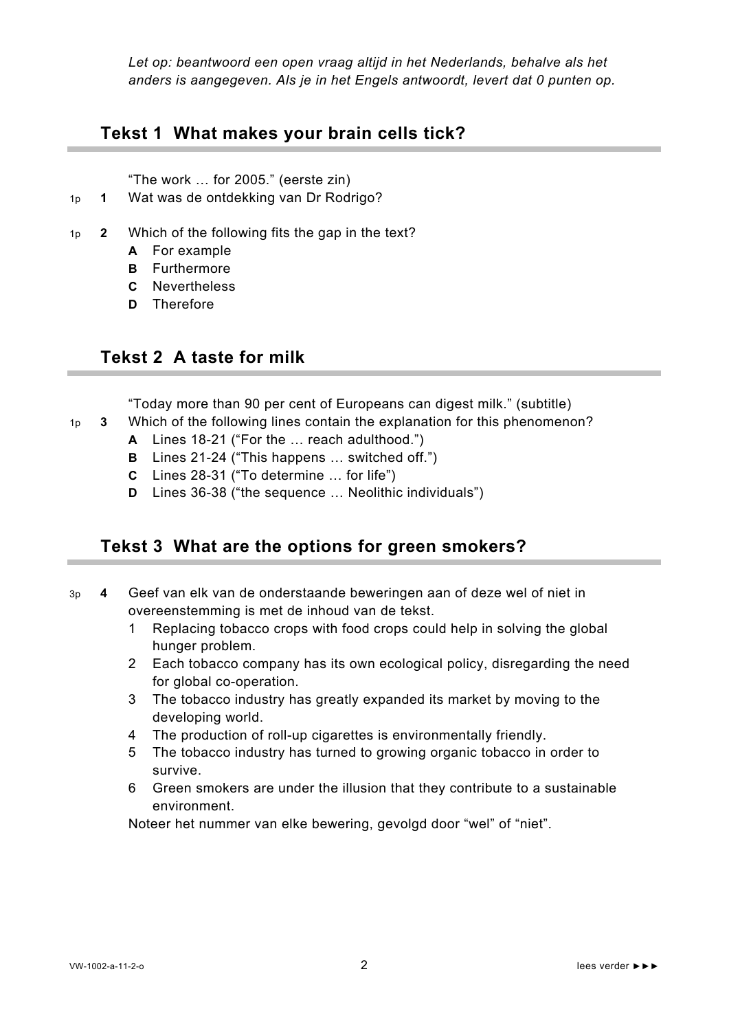*Let op: beantwoord een open vraag altijd in het Nederlands, behalve als het anders is aangegeven. Als je in het Engels antwoordt, levert dat 0 punten op.*

## Tekst 1 What makes your brain cells tick?

"The work … for 2005." (eerste zin)

1p **1** Wat was de ontdekking van Dr Rodrigo?

1p **2** Which of the following fits the gap in the text?
- **A** For example
- **B** Furthermore
- **C** Nevertheless
- **D** Therefore

## Tekst 2 A taste for milk

"Today more than 90 per cent of Europeans can digest milk." (subtitle)

1p **3** Which of the following lines contain the explanation for this phenomenon?
- **A** Lines 18-21 ("For the … reach adulthood.")
- **B** Lines 21-24 ("This happens … switched off.")
- **C** Lines 28-31 ("To determine … for life")
- **D** Lines 36-38 ("the sequence … Neolithic individuals")

## Tekst 3 What are the options for green smokers?

3p **4** Geef van elk van de onderstaande beweringen aan of deze wel of niet in overeenstemming is met de inhoud van de tekst.
1. Replacing tobacco crops with food crops could help in solving the global hunger problem.
2. Each tobacco company has its own ecological policy, disregarding the need for global co-operation.
3. The tobacco industry has greatly expanded its market by moving to the developing world.
4. The production of roll-up cigarettes is environmentally friendly.
5. The tobacco industry has turned to growing organic tobacco in order to survive.
6. Green smokers are under the illusion that they contribute to a sustainable environment.

Noteer het nummer van elke bewering, gevolgd door "wel" of "niet".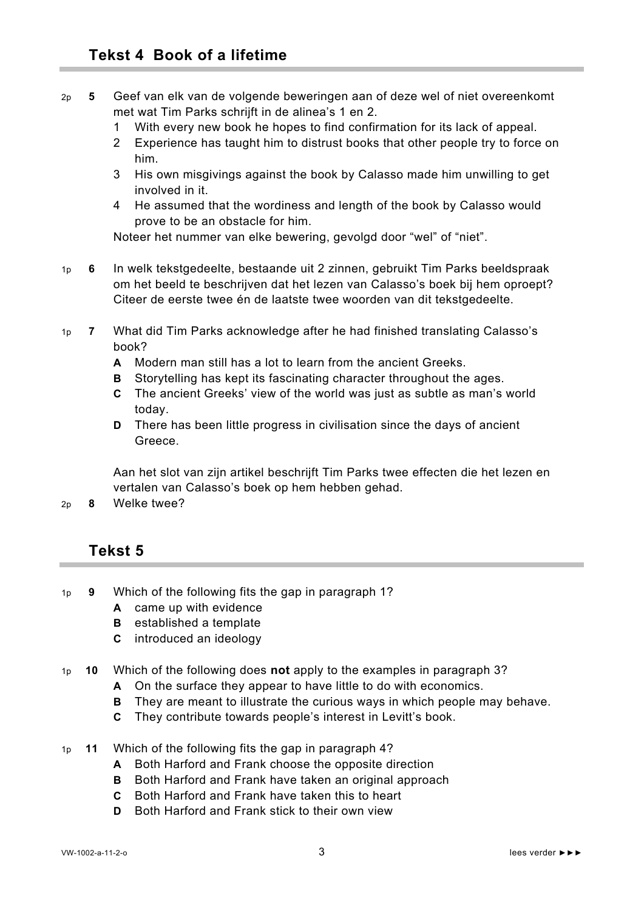## Tekst 4 Book of a lifetime

2p **5** Geef van elk van de volgende beweringen aan of deze wel of niet overeenkomt met wat Tim Parks schrijft in de alinea's 1 en 2.

1. With every new book he hopes to find confirmation for its lack of appeal.
2. Experience has taught him to distrust books that other people try to force on him.
3. His own misgivings against the book by Calasso made him unwilling to get involved in it.
4. He assumed that the wordiness and length of the book by Calasso would prove to be an obstacle for him.

Noteer het nummer van elke bewering, gevolgd door "wel" of "niet".

1p **6** In welk tekstgedeelte, bestaande uit 2 zinnen, gebruikt Tim Parks beeldspraak om het beeld te beschrijven dat het lezen van Calasso's boek bij hem oproept? Citeer de eerste twee én de laatste twee woorden van dit tekstgedeelte.

1p **7** What did Tim Parks acknowledge after he had finished translating Calasso's book?

- **A** Modern man still has a lot to learn from the ancient Greeks.
- **B** Storytelling has kept its fascinating character throughout the ages.
- **C** The ancient Greeks' view of the world was just as subtle as man's world today.
- **D** There has been little progress in civilisation since the days of ancient Greece.

Aan het slot van zijn artikel beschrijft Tim Parks twee effecten die het lezen en vertalen van Calasso's boek op hem hebben gehad.

2p **8** Welke twee?

## Tekst 5

1p **9** Which of the following fits the gap in paragraph 1?

- **A** came up with evidence
- **B** established a template
- **C** introduced an ideology

1p **10** Which of the following does **not** apply to the examples in paragraph 3?

- **A** On the surface they appear to have little to do with economics.
- **B** They are meant to illustrate the curious ways in which people may behave.
- **C** They contribute towards people's interest in Levitt's book.

1p **11** Which of the following fits the gap in paragraph 4?

- **A** Both Harford and Frank choose the opposite direction
- **B** Both Harford and Frank have taken an original approach
- **C** Both Harford and Frank have taken this to heart
- **D** Both Harford and Frank stick to their own view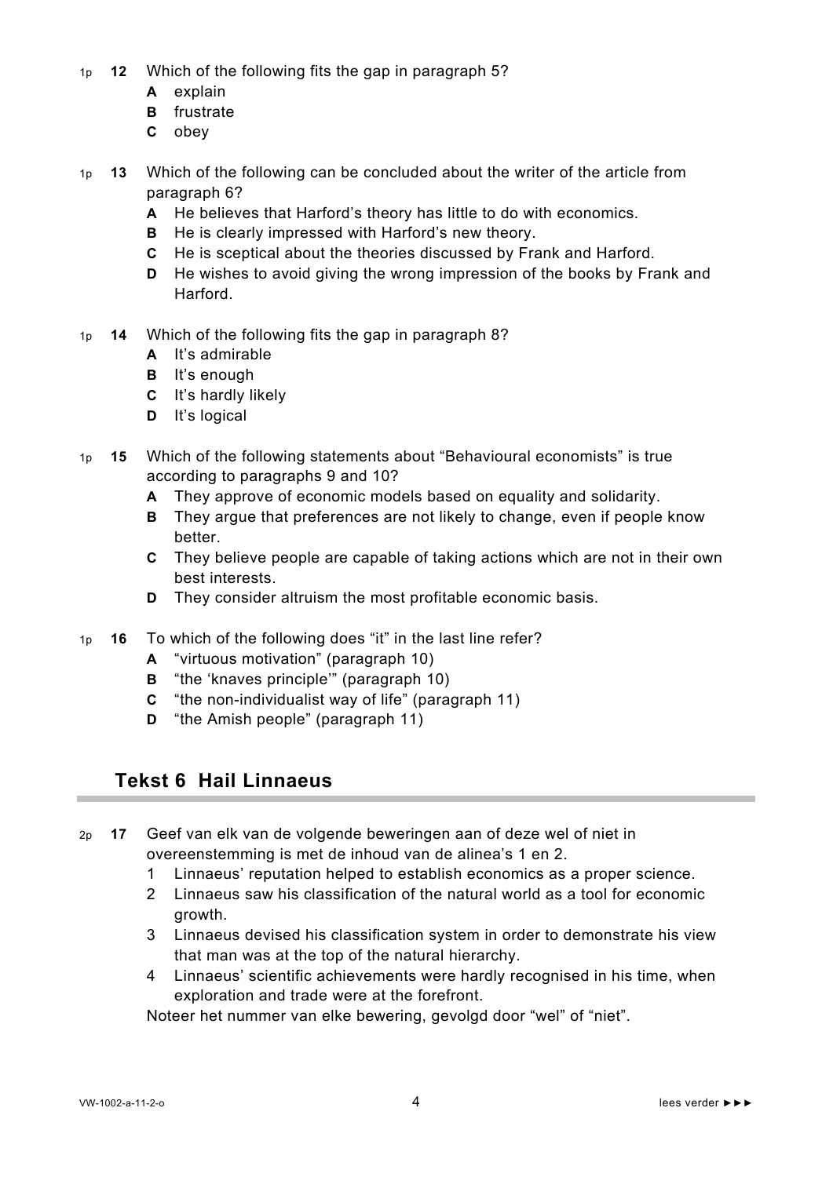1p **12** Which of the following fits the gap in paragraph 5?

- **A** explain
- **B** frustrate
- **C** obey

1p **13** Which of the following can be concluded about the writer of the article from paragraph 6?

- **A** He believes that Harford's theory has little to do with economics.
- **B** He is clearly impressed with Harford's new theory.
- **C** He is sceptical about the theories discussed by Frank and Harford.
- **D** He wishes to avoid giving the wrong impression of the books by Frank and Harford.

1p **14** Which of the following fits the gap in paragraph 8?

- **A** It's admirable
- **B** It's enough
- **C** It's hardly likely
- **D** It's logical

1p **15** Which of the following statements about "Behavioural economists" is true according to paragraphs 9 and 10?

- **A** They approve of economic models based on equality and solidarity.
- **B** They argue that preferences are not likely to change, even if people know better.
- **C** They believe people are capable of taking actions which are not in their own best interests.
- **D** They consider altruism the most profitable economic basis.

1p **16** To which of the following does "it" in the last line refer?

- **A** "virtuous motivation" (paragraph 10)
- **B** "the 'knaves principle'" (paragraph 10)
- **C** "the non-individualist way of life" (paragraph 11)
- **D** "the Amish people" (paragraph 11)

## Tekst 6 Hail Linnaeus

2p **17** Geef van elk van de volgende beweringen aan of deze wel of niet in overeenstemming is met de inhoud van de alinea's 1 en 2.

1. Linnaeus' reputation helped to establish economics as a proper science.
2. Linnaeus saw his classification of the natural world as a tool for economic growth.
3. Linnaeus devised his classification system in order to demonstrate his view that man was at the top of the natural hierarchy.
4. Linnaeus' scientific achievements were hardly recognised in his time, when exploration and trade were at the forefront.

Noteer het nummer van elke bewering, gevolgd door "wel" of "niet".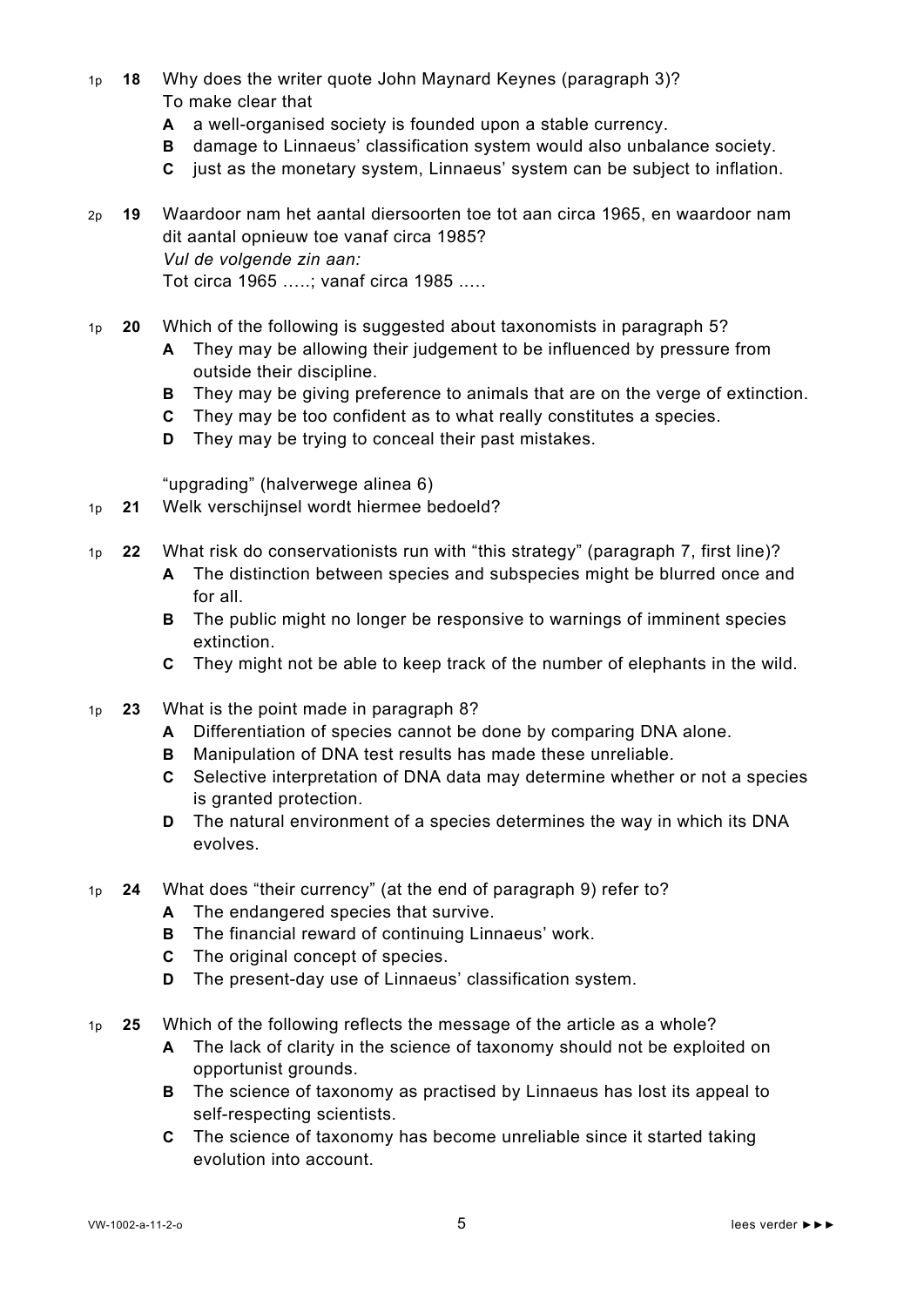1p **18** Why does the writer quote John Maynard Keynes (paragraph 3)?
To make clear that

- **A** a well-organised society is founded upon a stable currency.
- **B** damage to Linnaeus' classification system would also unbalance society.
- **C** just as the monetary system, Linnaeus' system can be subject to inflation.

2p **19** Waardoor nam het aantal diersoorten toe tot aan circa 1965, en waardoor nam dit aantal opnieuw toe vanaf circa 1985?
*Vul de volgende zin aan:*
Tot circa 1965 …..; vanaf circa 1985 …..

1p **20** Which of the following is suggested about taxonomists in paragraph 5?

- **A** They may be allowing their judgement to be influenced by pressure from outside their discipline.
- **B** They may be giving preference to animals that are on the verge of extinction.
- **C** They may be too confident as to what really constitutes a species.
- **D** They may be trying to conceal their past mistakes.

"upgrading" (halverwege alinea 6)

1p **21** Welk verschijnsel wordt hiermee bedoeld?

1p **22** What risk do conservationists run with "this strategy" (paragraph 7, first line)?

- **A** The distinction between species and subspecies might be blurred once and for all.
- **B** The public might no longer be responsive to warnings of imminent species extinction.
- **C** They might not be able to keep track of the number of elephants in the wild.

1p **23** What is the point made in paragraph 8?

- **A** Differentiation of species cannot be done by comparing DNA alone.
- **B** Manipulation of DNA test results has made these unreliable.
- **C** Selective interpretation of DNA data may determine whether or not a species is granted protection.
- **D** The natural environment of a species determines the way in which its DNA evolves.

1p **24** What does "their currency" (at the end of paragraph 9) refer to?

- **A** The endangered species that survive.
- **B** The financial reward of continuing Linnaeus' work.
- **C** The original concept of species.
- **D** The present-day use of Linnaeus' classification system.

1p **25** Which of the following reflects the message of the article as a whole?

- **A** The lack of clarity in the science of taxonomy should not be exploited on opportunist grounds.
- **B** The science of taxonomy as practised by Linnaeus has lost its appeal to self-respecting scientists.
- **C** The science of taxonomy has become unreliable since it started taking evolution into account.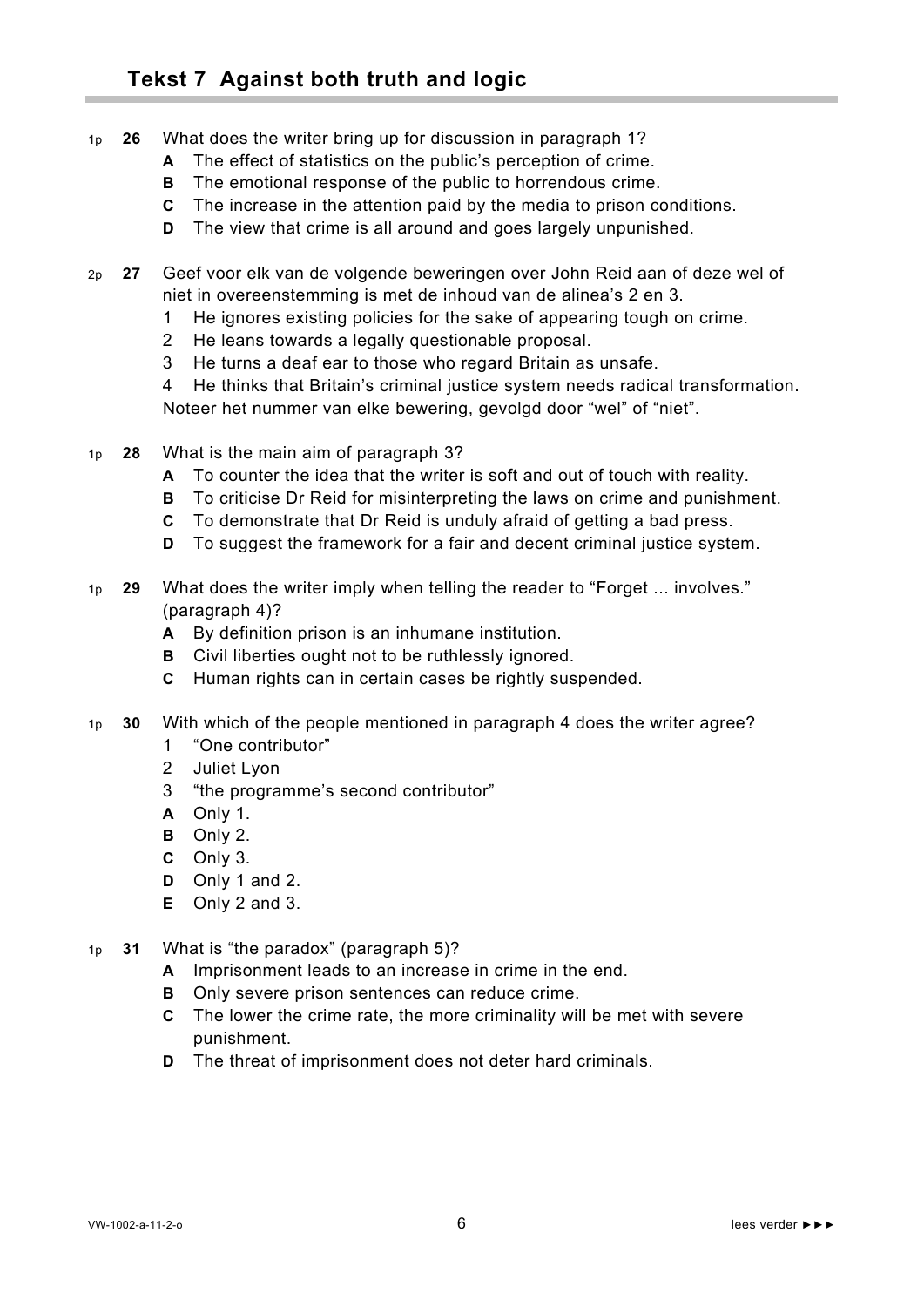## Tekst 7 Against both truth and logic

1p **26** What does the writer bring up for discussion in paragraph 1?

- **A** The effect of statistics on the public's perception of crime.
- **B** The emotional response of the public to horrendous crime.
- **C** The increase in the attention paid by the media to prison conditions.
- **D** The view that crime is all around and goes largely unpunished.

2p **27** Geef voor elk van de volgende beweringen over John Reid aan of deze wel of niet in overeenstemming is met de inhoud van de alinea's 2 en 3.

1. He ignores existing policies for the sake of appearing tough on crime.
2. He leans towards a legally questionable proposal.
3. He turns a deaf ear to those who regard Britain as unsafe.
4. He thinks that Britain's criminal justice system needs radical transformation.

Noteer het nummer van elke bewering, gevolgd door "wel" of "niet".

1p **28** What is the main aim of paragraph 3?

- **A** To counter the idea that the writer is soft and out of touch with reality.
- **B** To criticise Dr Reid for misinterpreting the laws on crime and punishment.
- **C** To demonstrate that Dr Reid is unduly afraid of getting a bad press.
- **D** To suggest the framework for a fair and decent criminal justice system.

1p **29** What does the writer imply when telling the reader to "Forget ... involves." (paragraph 4)?

- **A** By definition prison is an inhumane institution.
- **B** Civil liberties ought not to be ruthlessly ignored.
- **C** Human rights can in certain cases be rightly suspended.

1p **30** With which of the people mentioned in paragraph 4 does the writer agree?

1. "One contributor"
2. Juliet Lyon
3. "the programme's second contributor"

- **A** Only 1.
- **B** Only 2.
- **C** Only 3.
- **D** Only 1 and 2.
- **E** Only 2 and 3.

1p **31** What is "the paradox" (paragraph 5)?

- **A** Imprisonment leads to an increase in crime in the end.
- **B** Only severe prison sentences can reduce crime.
- **C** The lower the crime rate, the more criminality will be met with severe punishment.
- **D** The threat of imprisonment does not deter hard criminals.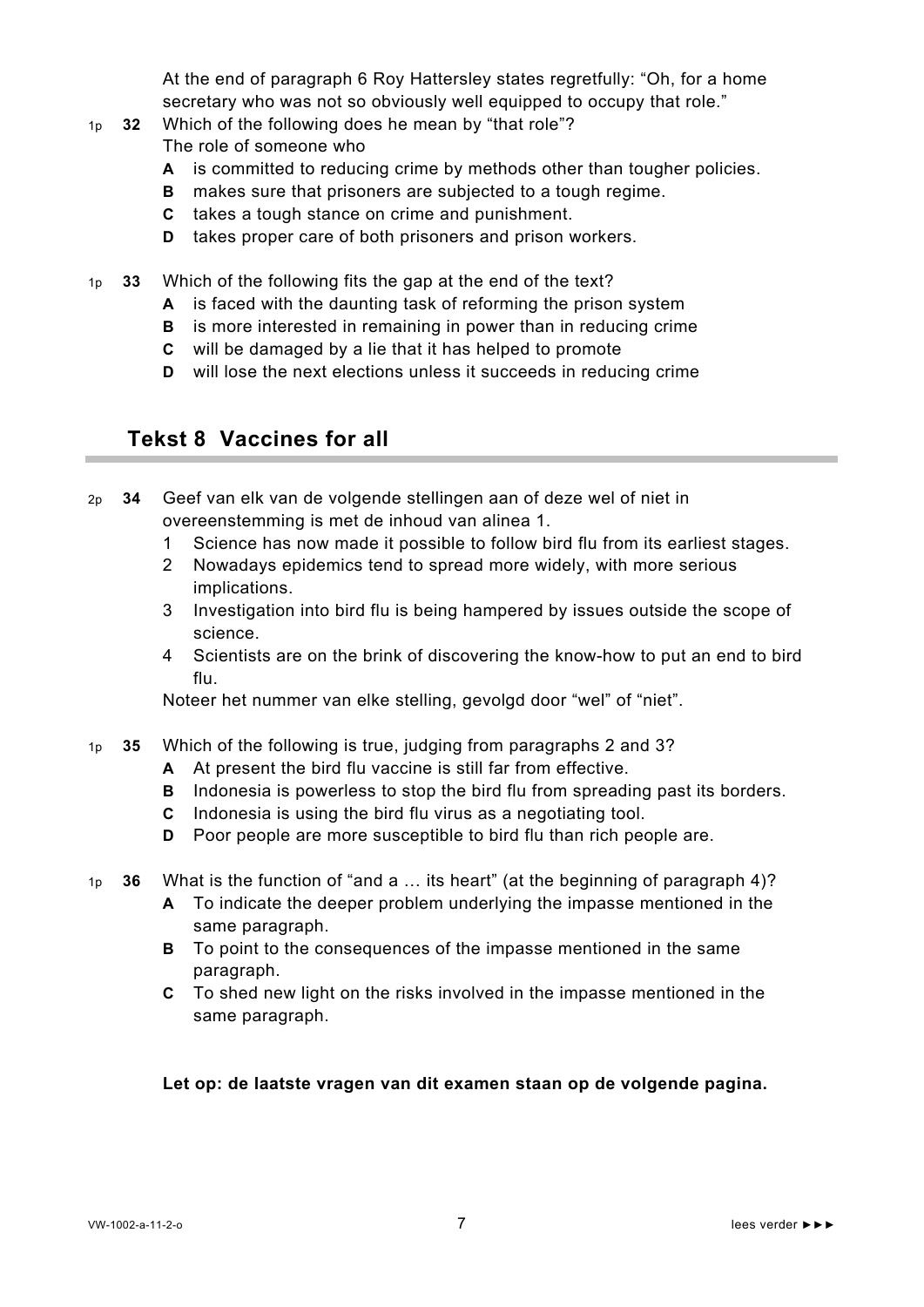At the end of paragraph 6 Roy Hattersley states regretfully: "Oh, for a home secretary who was not so obviously well equipped to occupy that role."

1p **32** Which of the following does he mean by "that role"?
The role of someone who

- **A** is committed to reducing crime by methods other than tougher policies.
- **B** makes sure that prisoners are subjected to a tough regime.
- **C** takes a tough stance on crime and punishment.
- **D** takes proper care of both prisoners and prison workers.

1p **33** Which of the following fits the gap at the end of the text?

- **A** is faced with the daunting task of reforming the prison system
- **B** is more interested in remaining in power than in reducing crime
- **C** will be damaged by a lie that it has helped to promote
- **D** will lose the next elections unless it succeeds in reducing crime

## Tekst 8 Vaccines for all

2p **34** Geef van elk van de volgende stellingen aan of deze wel of niet in overeenstemming is met de inhoud van alinea 1.

1. Science has now made it possible to follow bird flu from its earliest stages.
2. Nowadays epidemics tend to spread more widely, with more serious implications.
3. Investigation into bird flu is being hampered by issues outside the scope of science.
4. Scientists are on the brink of discovering the know-how to put an end to bird flu.

Noteer het nummer van elke stelling, gevolgd door "wel" of "niet".

1p **35** Which of the following is true, judging from paragraphs 2 and 3?

- **A** At present the bird flu vaccine is still far from effective.
- **B** Indonesia is powerless to stop the bird flu from spreading past its borders.
- **C** Indonesia is using the bird flu virus as a negotiating tool.
- **D** Poor people are more susceptible to bird flu than rich people are.

1p **36** What is the function of "and a … its heart" (at the beginning of paragraph 4)?

- **A** To indicate the deeper problem underlying the impasse mentioned in the same paragraph.
- **B** To point to the consequences of the impasse mentioned in the same paragraph.
- **C** To shed new light on the risks involved in the impasse mentioned in the same paragraph.

**Let op: de laatste vragen van dit examen staan op de volgende pagina.**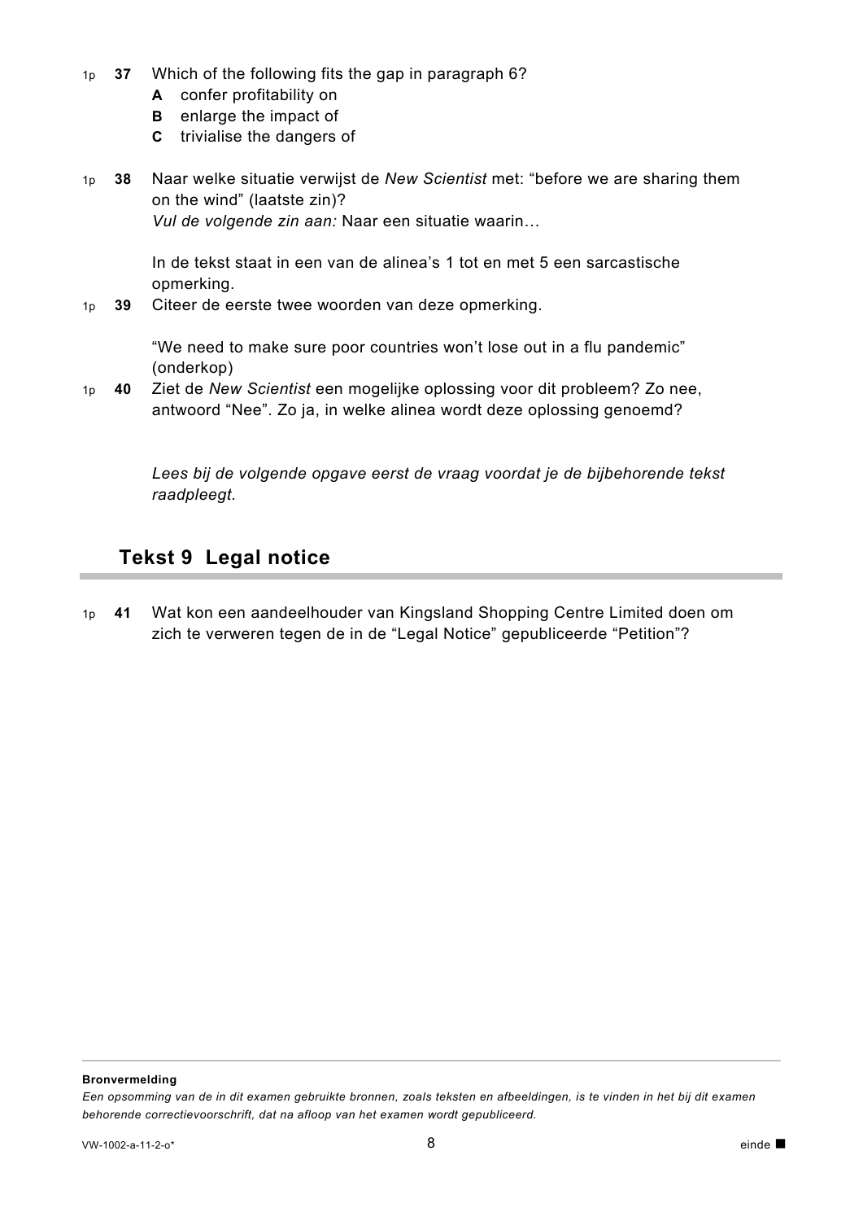1p **37** Which of the following fits the gap in paragraph 6?

**A** confer profitability on
**B** enlarge the impact of
**C** trivialise the dangers of

1p **38** Naar welke situatie verwijst de *New Scientist* met: “before we are sharing them on the wind” (laatste zin)?
*Vul de volgende zin aan:* Naar een situatie waarin…

In de tekst staat in een van de alinea’s 1 tot en met 5 een sarcastische opmerking.

1p **39** Citeer de eerste twee woorden van deze opmerking.

“We need to make sure poor countries won’t lose out in a flu pandemic” (onderkop)

1p **40** Ziet de *New Scientist* een mogelijke oplossing voor dit probleem? Zo nee, antwoord “Nee”. Zo ja, in welke alinea wordt deze oplossing genoemd?

*Lees bij de volgende opgave eerst de vraag voordat je de bijbehorende tekst raadpleegt.*

## Tekst 9 Legal notice

1p **41** Wat kon een aandeelhouder van Kingsland Shopping Centre Limited doen om zich te verweren tegen de in de “Legal Notice” gepubliceerde “Petition”?

**Bronvermelding**

*Een opsomming van de in dit examen gebruikte bronnen, zoals teksten en afbeeldingen, is te vinden in het bij dit examen behorende correctievoorschrift, dat na afloop van het examen wordt gepubliceerd.*

einde ■